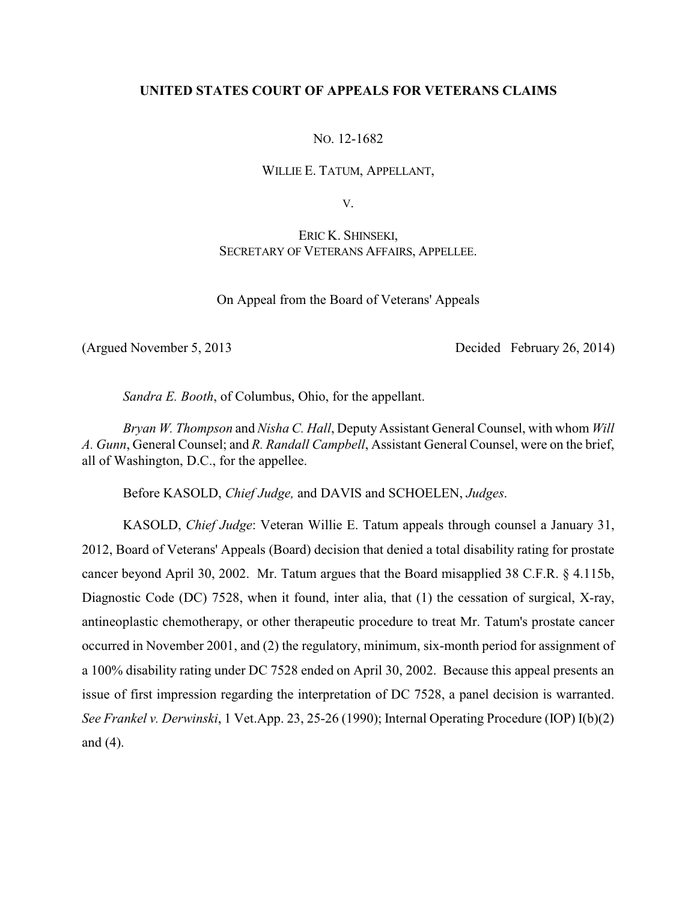**UNITED STATES COURT OF APPEALS FOR VETERANS CLAIMS**

NO. 12-1682

WILLIE E. TATUM, APPELLANT,

V.

ERIC K. SHINSEKI,
SECRETARY OF VETERANS AFFAIRS, APPELLEE.

On Appeal from the Board of Veterans' Appeals

(Argued November 5, 2013 Decided February 26, 2014)

*Sandra E. Booth*, of Columbus, Ohio, for the appellant.

*Bryan W. Thompson* and *Nisha C. Hall*, Deputy Assistant General Counsel, with whom *Will A. Gunn*, General Counsel; and *R. Randall Campbell*, Assistant General Counsel, were on the brief, all of Washington, D.C., for the appellee.

Before KASOLD, *Chief Judge,* and DAVIS and SCHOELEN, *Judges*.

KASOLD, *Chief Judge*: Veteran Willie E. Tatum appeals through counsel a January 31, 2012, Board of Veterans' Appeals (Board) decision that denied a total disability rating for prostate cancer beyond April 30, 2002. Mr. Tatum argues that the Board misapplied 38 C.F.R. § 4.115b, Diagnostic Code (DC) 7528, when it found, inter alia, that (1) the cessation of surgical, X-ray, antineoplastic chemotherapy, or other therapeutic procedure to treat Mr. Tatum's prostate cancer occurred in November 2001, and (2) the regulatory, minimum, six-month period for assignment of a 100% disability rating under DC 7528 ended on April 30, 2002. Because this appeal presents an issue of first impression regarding the interpretation of DC 7528, a panel decision is warranted. *See Frankel v. Derwinski*, 1 Vet.App. 23, 25-26 (1990); Internal Operating Procedure (IOP) I(b)(2) and (4).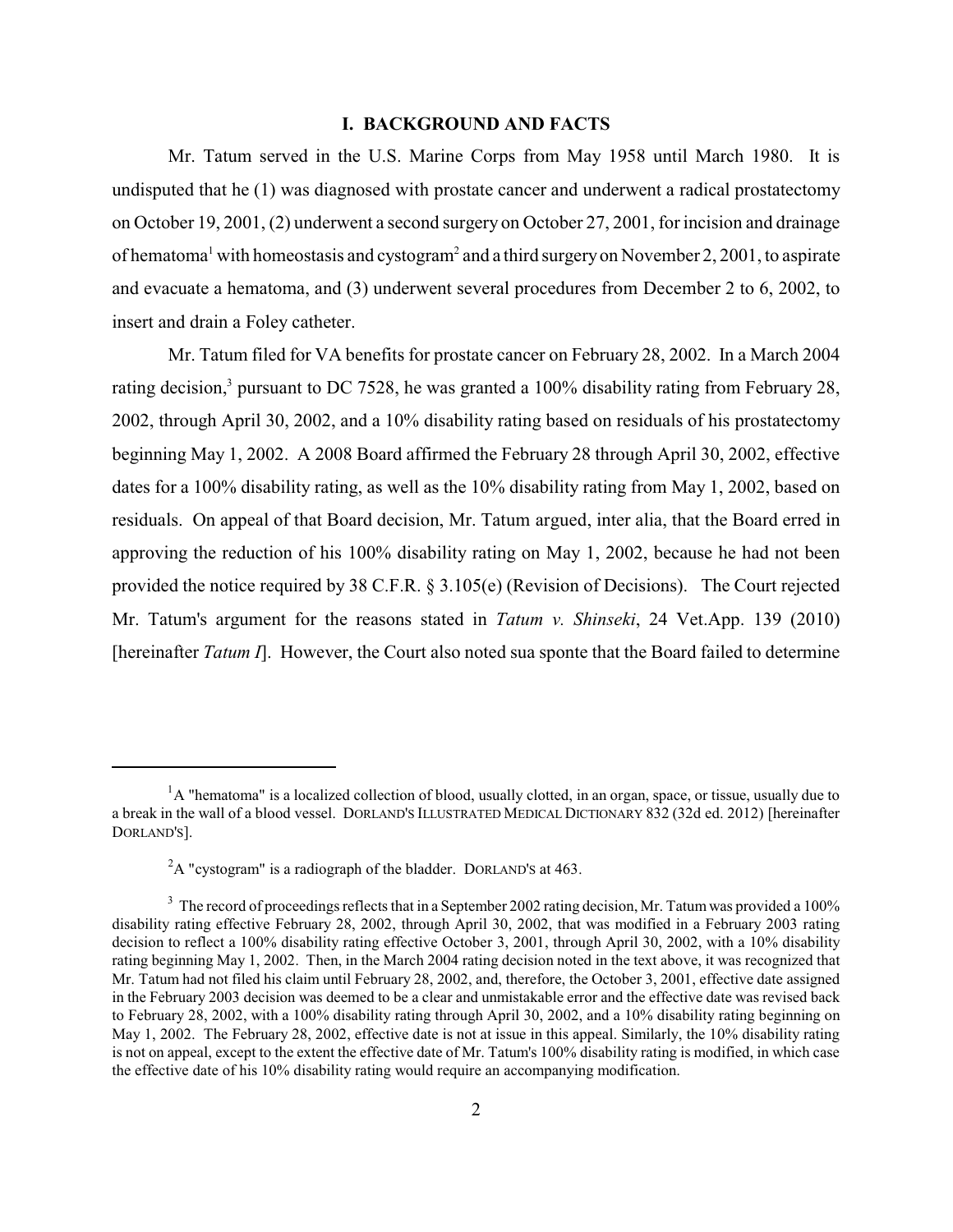## I. BACKGROUND AND FACTS

Mr. Tatum served in the U.S. Marine Corps from May 1958 until March 1980. It is undisputed that he (1) was diagnosed with prostate cancer and underwent a radical prostatectomy on October 19, 2001, (2) underwent a second surgery on October 27, 2001, for incision and drainage of hematoma[1] with homeostasis and cystogram[2] and a third surgery on November 2, 2001, to aspirate and evacuate a hematoma, and (3) underwent several procedures from December 2 to 6, 2002, to insert and drain a Foley catheter.

Mr. Tatum filed for VA benefits for prostate cancer on February 28, 2002. In a March 2004 rating decision,[3] pursuant to DC 7528, he was granted a 100% disability rating from February 28, 2002, through April 30, 2002, and a 10% disability rating based on residuals of his prostatectomy beginning May 1, 2002. A 2008 Board affirmed the February 28 through April 30, 2002, effective dates for a 100% disability rating, as well as the 10% disability rating from May 1, 2002, based on residuals. On appeal of that Board decision, Mr. Tatum argued, inter alia, that the Board erred in approving the reduction of his 100% disability rating on May 1, 2002, because he had not been provided the notice required by 38 C.F.R. § 3.105(e) (Revision of Decisions). The Court rejected Mr. Tatum's argument for the reasons stated in *Tatum v. Shinseki*, 24 Vet.App. 139 (2010) [hereinafter *Tatum I*]. However, the Court also noted sua sponte that the Board failed to determine

---

[1] A "hematoma" is a localized collection of blood, usually clotted, in an organ, space, or tissue, usually due to a break in the wall of a blood vessel. DORLAND'S ILLUSTRATED MEDICAL DICTIONARY 832 (32d ed. 2012) [hereinafter DORLAND'S].

[2] A "cystogram" is a radiograph of the bladder. DORLAND'S at 463.

[3] The record of proceedings reflects that in a September 2002 rating decision, Mr. Tatum was provided a 100% disability rating effective February 28, 2002, through April 30, 2002, that was modified in a February 2003 rating decision to reflect a 100% disability rating effective October 3, 2001, through April 30, 2002, with a 10% disability rating beginning May 1, 2002. Then, in the March 2004 rating decision noted in the text above, it was recognized that Mr. Tatum had not filed his claim until February 28, 2002, and, therefore, the October 3, 2001, effective date assigned in the February 2003 decision was deemed to be a clear and unmistakable error and the effective date was revised back to February 28, 2002, with a 100% disability rating through April 30, 2002, and a 10% disability rating beginning on May 1, 2002. The February 28, 2002, effective date is not at issue in this appeal. Similarly, the 10% disability rating is not on appeal, except to the extent the effective date of Mr. Tatum's 100% disability rating is modified, in which case the effective date of his 10% disability rating would require an accompanying modification.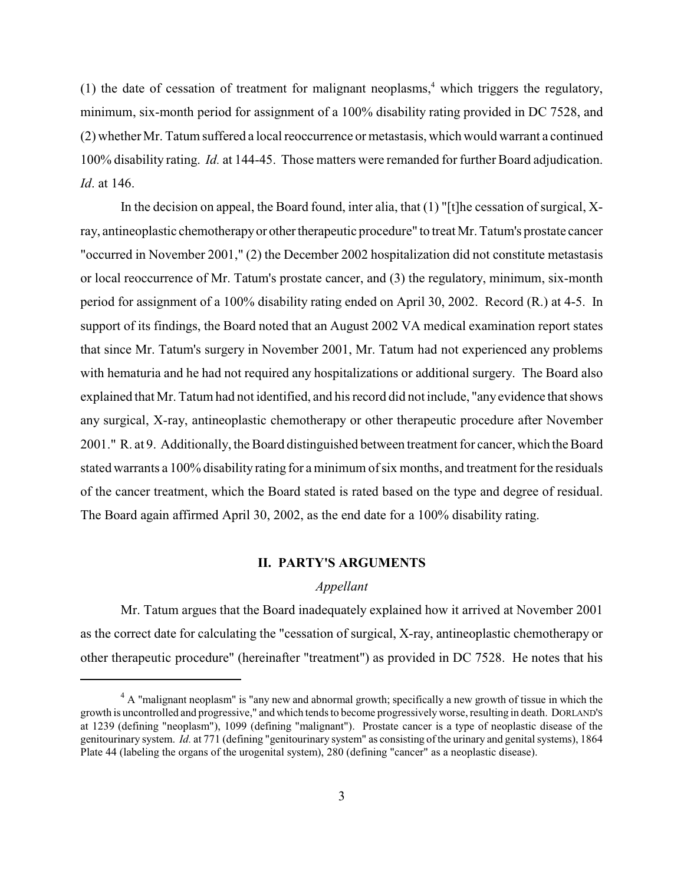(1) the date of cessation of treatment for malignant neoplasms,[4] which triggers the regulatory, minimum, six-month period for assignment of a 100% disability rating provided in DC 7528, and (2) whether Mr. Tatum suffered a local reoccurrence or metastasis, which would warrant a continued 100% disability rating. *Id.* at 144-45. Those matters were remanded for further Board adjudication. *Id*. at 146.

In the decision on appeal, the Board found, inter alia, that (1) "[t]he cessation of surgical, X-ray, antineoplastic chemotherapy or other therapeutic procedure" to treat Mr. Tatum's prostate cancer "occurred in November 2001," (2) the December 2002 hospitalization did not constitute metastasis or local reoccurrence of Mr. Tatum's prostate cancer, and (3) the regulatory, minimum, six-month period for assignment of a 100% disability rating ended on April 30, 2002. Record (R.) at 4-5. In support of its findings, the Board noted that an August 2002 VA medical examination report states that since Mr. Tatum's surgery in November 2001, Mr. Tatum had not experienced any problems with hematuria and he had not required any hospitalizations or additional surgery. The Board also explained that Mr. Tatum had not identified, and his record did not include, "any evidence that shows any surgical, X-ray, antineoplastic chemotherapy or other therapeutic procedure after November 2001." R. at 9. Additionally, the Board distinguished between treatment for cancer, which the Board stated warrants a 100% disability rating for a minimum of six months, and treatment for the residuals of the cancer treatment, which the Board stated is rated based on the type and degree of residual. The Board again affirmed April 30, 2002, as the end date for a 100% disability rating.

## II. PARTY'S ARGUMENTS

*Appellant*

Mr. Tatum argues that the Board inadequately explained how it arrived at November 2001 as the correct date for calculating the "cessation of surgical, X-ray, antineoplastic chemotherapy or other therapeutic procedure" (hereinafter "treatment") as provided in DC 7528. He notes that his

---

[4] A "malignant neoplasm" is "any new and abnormal growth; specifically a new growth of tissue in which the growth is uncontrolled and progressive," and which tends to become progressively worse, resulting in death. DORLAND'S at 1239 (defining "neoplasm"), 1099 (defining "malignant"). Prostate cancer is a type of neoplastic disease of the genitourinary system. *Id.* at 771 (defining "genitourinary system" as consisting of the urinary and genital systems), 1864 Plate 44 (labeling the organs of the urogenital system), 280 (defining "cancer" as a neoplastic disease).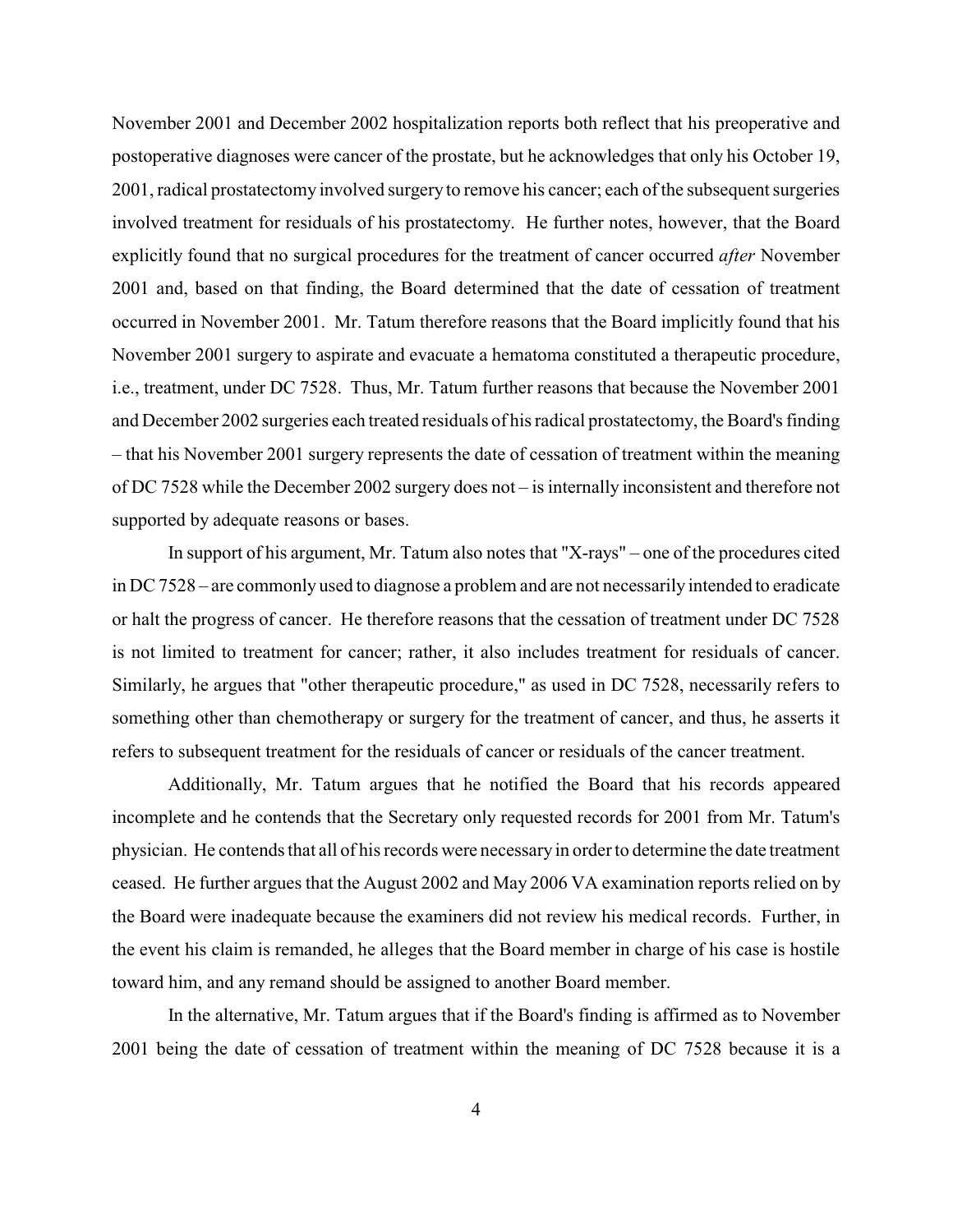November 2001 and December 2002 hospitalization reports both reflect that his preoperative and postoperative diagnoses were cancer of the prostate, but he acknowledges that only his October 19, 2001, radical prostatectomy involved surgery to remove his cancer; each of the subsequent surgeries involved treatment for residuals of his prostatectomy. He further notes, however, that the Board explicitly found that no surgical procedures for the treatment of cancer occurred *after* November 2001 and, based on that finding, the Board determined that the date of cessation of treatment occurred in November 2001. Mr. Tatum therefore reasons that the Board implicitly found that his November 2001 surgery to aspirate and evacuate a hematoma constituted a therapeutic procedure, i.e., treatment, under DC 7528. Thus, Mr. Tatum further reasons that because the November 2001 and December 2002 surgeries each treated residuals of his radical prostatectomy, the Board's finding – that his November 2001 surgery represents the date of cessation of treatment within the meaning of DC 7528 while the December 2002 surgery does not – is internally inconsistent and therefore not supported by adequate reasons or bases.

In support of his argument, Mr. Tatum also notes that "X-rays" – one of the procedures cited in DC 7528 – are commonly used to diagnose a problem and are not necessarily intended to eradicate or halt the progress of cancer. He therefore reasons that the cessation of treatment under DC 7528 is not limited to treatment for cancer; rather, it also includes treatment for residuals of cancer. Similarly, he argues that "other therapeutic procedure," as used in DC 7528, necessarily refers to something other than chemotherapy or surgery for the treatment of cancer, and thus, he asserts it refers to subsequent treatment for the residuals of cancer or residuals of the cancer treatment.

Additionally, Mr. Tatum argues that he notified the Board that his records appeared incomplete and he contends that the Secretary only requested records for 2001 from Mr. Tatum's physician. He contends that all of his records were necessary in order to determine the date treatment ceased. He further argues that the August 2002 and May 2006 VA examination reports relied on by the Board were inadequate because the examiners did not review his medical records. Further, in the event his claim is remanded, he alleges that the Board member in charge of his case is hostile toward him, and any remand should be assigned to another Board member.

In the alternative, Mr. Tatum argues that if the Board's finding is affirmed as to November 2001 being the date of cessation of treatment within the meaning of DC 7528 because it is a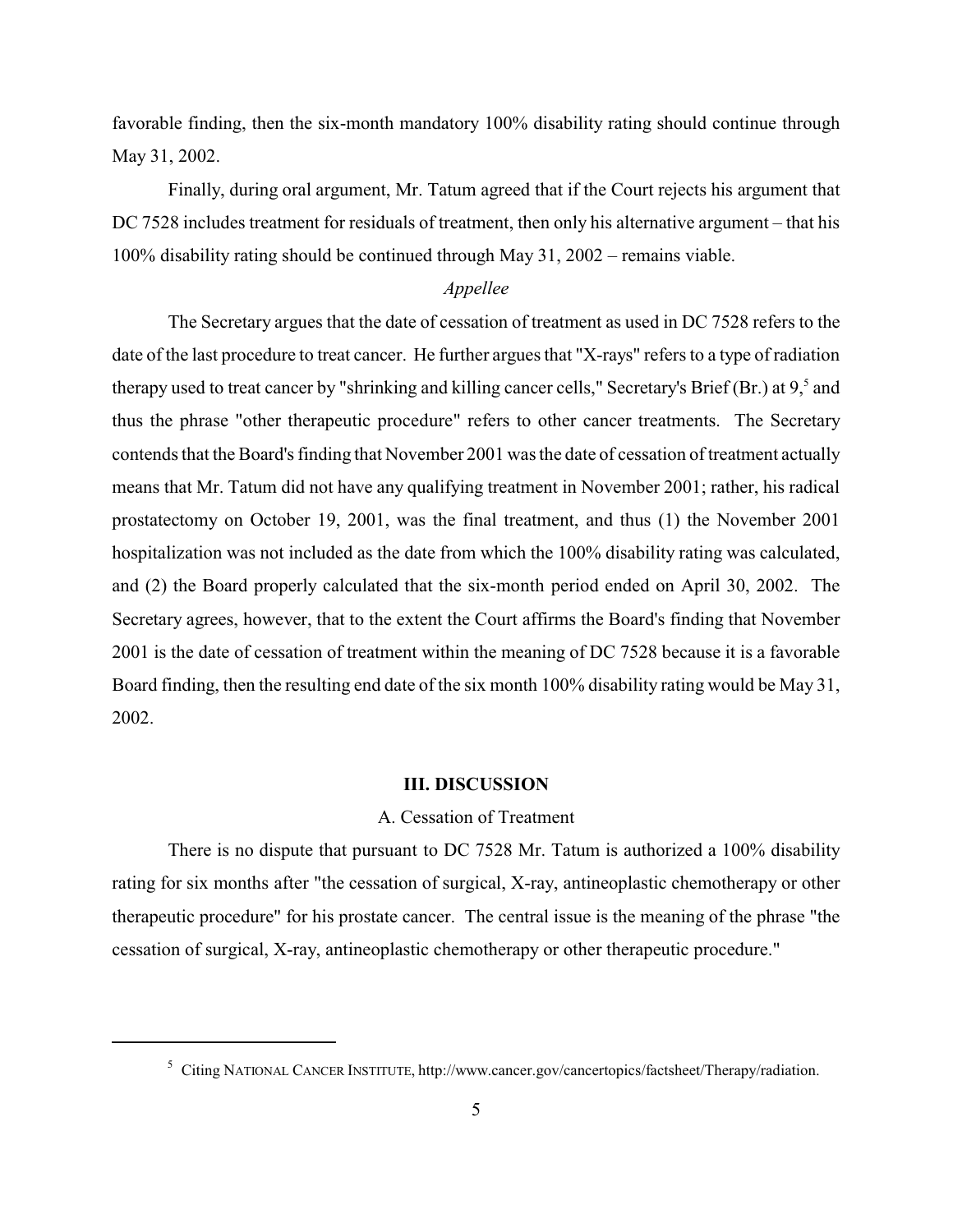favorable finding, then the six-month mandatory 100% disability rating should continue through May 31, 2002.

Finally, during oral argument, Mr. Tatum agreed that if the Court rejects his argument that DC 7528 includes treatment for residuals of treatment, then only his alternative argument – that his 100% disability rating should be continued through May 31, 2002 – remains viable.

*Appellee*

The Secretary argues that the date of cessation of treatment as used in DC 7528 refers to the date of the last procedure to treat cancer. He further argues that "X-rays" refers to a type of radiation therapy used to treat cancer by "shrinking and killing cancer cells," Secretary's Brief (Br.) at 9,[5] and thus the phrase "other therapeutic procedure" refers to other cancer treatments. The Secretary contends that the Board's finding that November 2001 was the date of cessation of treatment actually means that Mr. Tatum did not have any qualifying treatment in November 2001; rather, his radical prostatectomy on October 19, 2001, was the final treatment, and thus (1) the November 2001 hospitalization was not included as the date from which the 100% disability rating was calculated, and (2) the Board properly calculated that the six-month period ended on April 30, 2002. The Secretary agrees, however, that to the extent the Court affirms the Board's finding that November 2001 is the date of cessation of treatment within the meaning of DC 7528 because it is a favorable Board finding, then the resulting end date of the six month 100% disability rating would be May 31, 2002.

## III. DISCUSSION

### A. Cessation of Treatment

There is no dispute that pursuant to DC 7528 Mr. Tatum is authorized a 100% disability rating for six months after "the cessation of surgical, X-ray, antineoplastic chemotherapy or other therapeutic procedure" for his prostate cancer. The central issue is the meaning of the phrase "the cessation of surgical, X-ray, antineoplastic chemotherapy or other therapeutic procedure."

---

[5] Citing NATIONAL CANCER INSTITUTE, http://www.cancer.gov/cancertopics/factsheet/Therapy/radiation.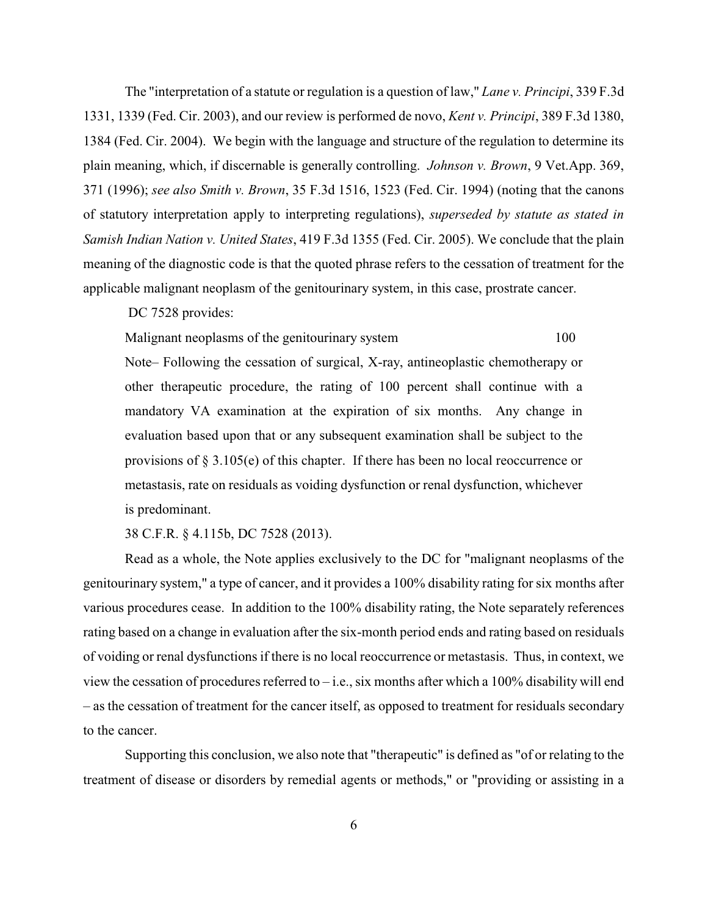The "interpretation of a statute or regulation is a question of law," *Lane v. Principi*, 339 F.3d 1331, 1339 (Fed. Cir. 2003), and our review is performed de novo, *Kent v. Principi*, 389 F.3d 1380, 1384 (Fed. Cir. 2004). We begin with the language and structure of the regulation to determine its plain meaning, which, if discernable is generally controlling. *Johnson v. Brown*, 9 Vet.App. 369, 371 (1996); *see also Smith v. Brown*, 35 F.3d 1516, 1523 (Fed. Cir. 1994) (noting that the canons of statutory interpretation apply to interpreting regulations), *superseded by statute as stated in Samish Indian Nation v. United States*, 419 F.3d 1355 (Fed. Cir. 2005). We conclude that the plain meaning of the diagnostic code is that the quoted phrase refers to the cessation of treatment for the applicable malignant neoplasm of the genitourinary system, in this case, prostrate cancer.

DC 7528 provides:

> Malignant neoplasms of the genitourinary system 100
>
> Note– Following the cessation of surgical, X-ray, antineoplastic chemotherapy or other therapeutic procedure, the rating of 100 percent shall continue with a mandatory VA examination at the expiration of six months. Any change in evaluation based upon that or any subsequent examination shall be subject to the provisions of § 3.105(e) of this chapter. If there has been no local reoccurrence or metastasis, rate on residuals as voiding dysfunction or renal dysfunction, whichever is predominant.
>
> 38 C.F.R. § 4.115b, DC 7528 (2013).

Read as a whole, the Note applies exclusively to the DC for "malignant neoplasms of the genitourinary system," a type of cancer, and it provides a 100% disability rating for six months after various procedures cease. In addition to the 100% disability rating, the Note separately references rating based on a change in evaluation after the six-month period ends and rating based on residuals of voiding or renal dysfunctions if there is no local reoccurrence or metastasis. Thus, in context, we view the cessation of procedures referred to – i.e., six months after which a 100% disability will end – as the cessation of treatment for the cancer itself, as opposed to treatment for residuals secondary to the cancer.

Supporting this conclusion, we also note that "therapeutic" is defined as "of or relating to the treatment of disease or disorders by remedial agents or methods," or "providing or assisting in a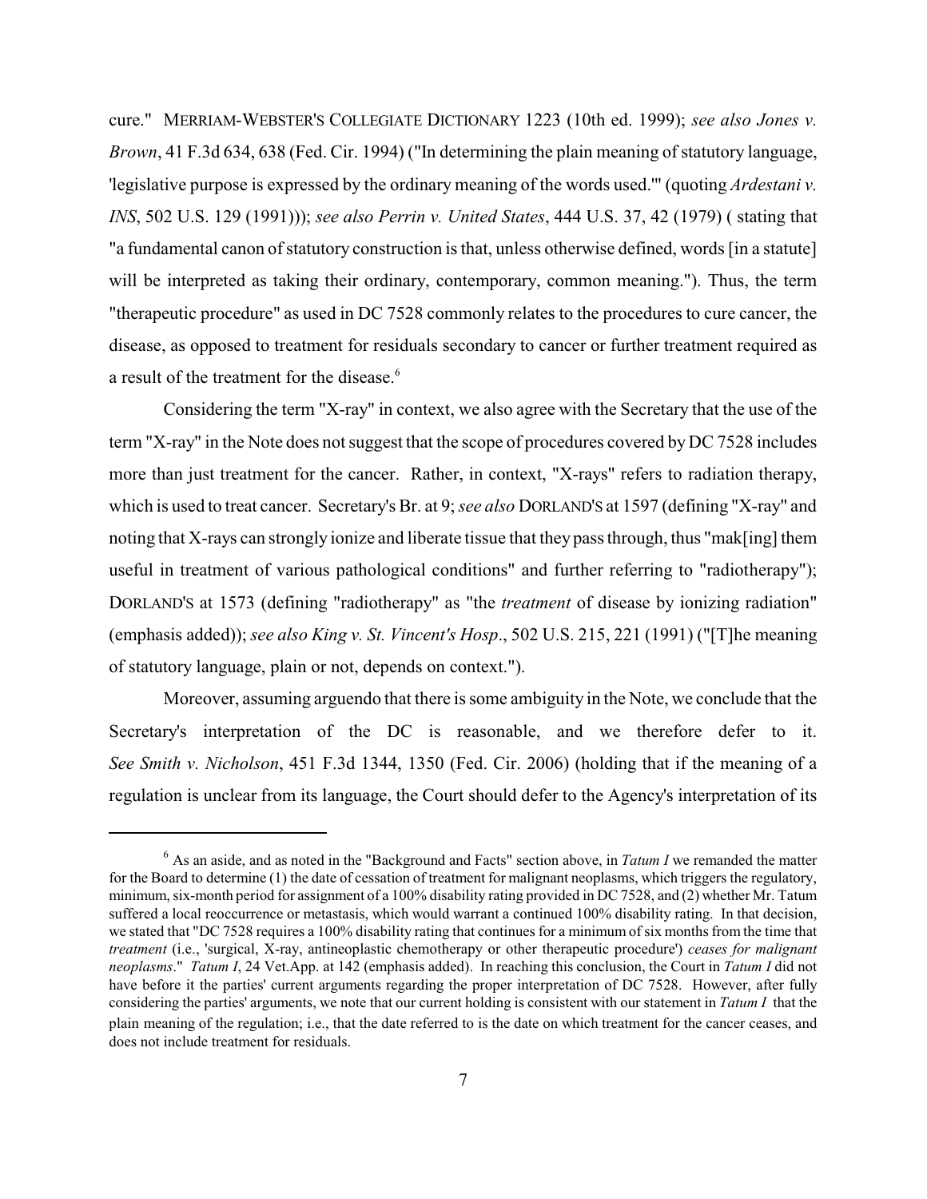cure." MERRIAM-WEBSTER'S COLLEGIATE DICTIONARY 1223 (10th ed. 1999); *see also Jones v. Brown*, 41 F.3d 634, 638 (Fed. Cir. 1994) ("In determining the plain meaning of statutory language, 'legislative purpose is expressed by the ordinary meaning of the words used.'" (quoting *Ardestani v. INS*, 502 U.S. 129 (1991))); *see also Perrin v. United States*, 444 U.S. 37, 42 (1979) ( stating that "a fundamental canon of statutory construction is that, unless otherwise defined, words [in a statute] will be interpreted as taking their ordinary, contemporary, common meaning."). Thus, the term "therapeutic procedure" as used in DC 7528 commonly relates to the procedures to cure cancer, the disease, as opposed to treatment for residuals secondary to cancer or further treatment required as a result of the treatment for the disease.[6]

Considering the term "X-ray" in context, we also agree with the Secretary that the use of the term "X-ray" in the Note does not suggest that the scope of procedures covered by DC 7528 includes more than just treatment for the cancer. Rather, in context, "X-rays" refers to radiation therapy, which is used to treat cancer. Secretary's Br. at 9; *see also* DORLAND'S at 1597 (defining "X-ray" and noting that X-rays can strongly ionize and liberate tissue that they pass through, thus "mak[ing] them useful in treatment of various pathological conditions" and further referring to "radiotherapy"); DORLAND'S at 1573 (defining "radiotherapy" as "the *treatment* of disease by ionizing radiation" (emphasis added)); *see also King v. St. Vincent's Hosp*., 502 U.S. 215, 221 (1991) ("[T]he meaning of statutory language, plain or not, depends on context.").

Moreover, assuming arguendo that there is some ambiguity in the Note, we conclude that the Secretary's interpretation of the DC is reasonable, and we therefore defer to it. *See Smith v. Nicholson*, 451 F.3d 1344, 1350 (Fed. Cir. 2006) (holding that if the meaning of a regulation is unclear from its language, the Court should defer to the Agency's interpretation of its

---

[6] As an aside, and as noted in the "Background and Facts" section above, in *Tatum I* we remanded the matter for the Board to determine (1) the date of cessation of treatment for malignant neoplasms, which triggers the regulatory, minimum, six-month period for assignment of a 100% disability rating provided in DC 7528, and (2) whether Mr. Tatum suffered a local reoccurrence or metastasis, which would warrant a continued 100% disability rating. In that decision, we stated that "DC 7528 requires a 100% disability rating that continues for a minimum of six months from the time that *treatment* (i.e., 'surgical, X-ray, antineoplastic chemotherapy or other therapeutic procedure') *ceases for malignant neoplasms*." *Tatum I*, 24 Vet.App. at 142 (emphasis added). In reaching this conclusion, the Court in *Tatum I* did not have before it the parties' current arguments regarding the proper interpretation of DC 7528. However, after fully considering the parties' arguments, we note that our current holding is consistent with our statement in *Tatum I* that the plain meaning of the regulation; i.e., that the date referred to is the date on which treatment for the cancer ceases, and does not include treatment for residuals.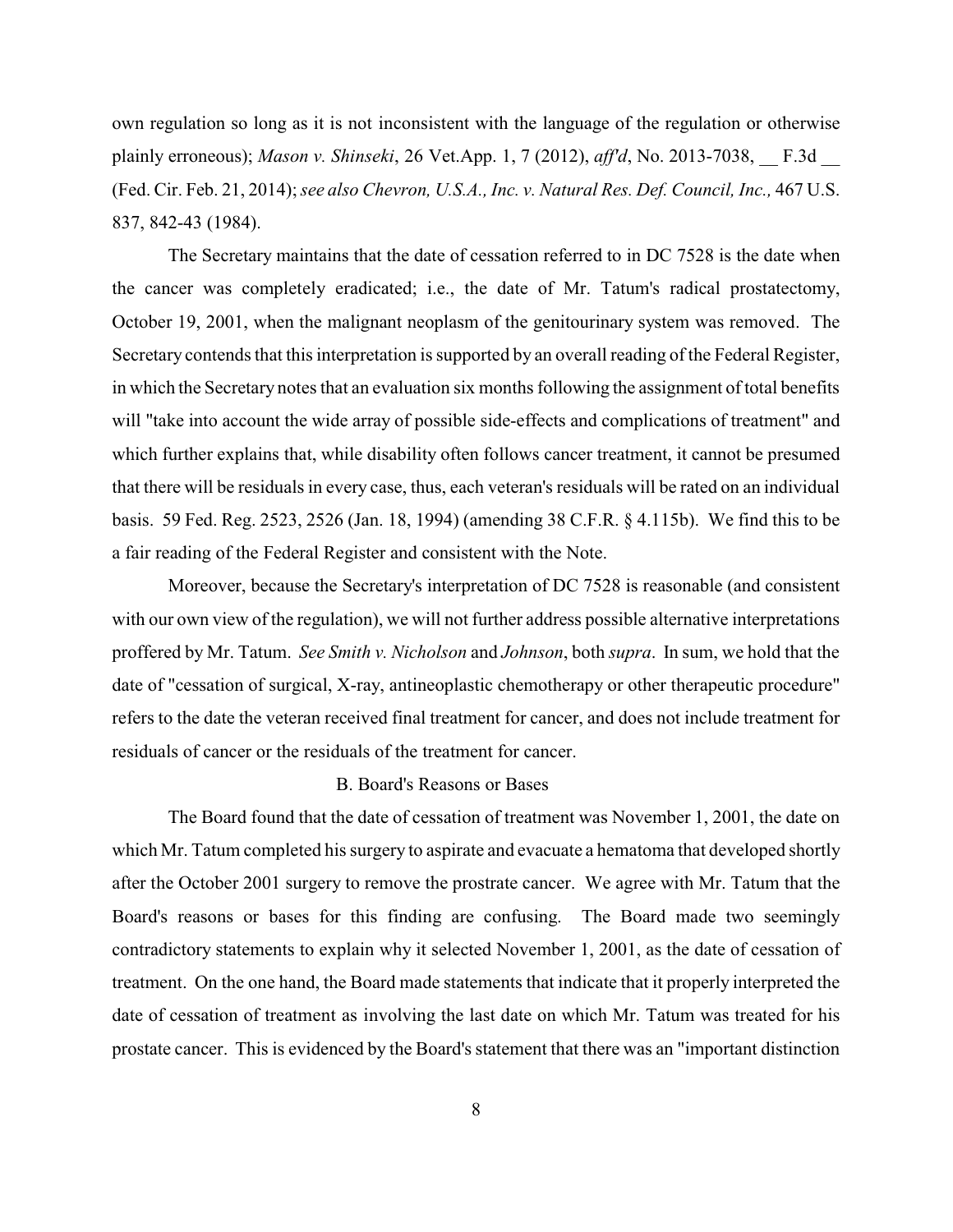own regulation so long as it is not inconsistent with the language of the regulation or otherwise plainly erroneous); *Mason v. Shinseki*, 26 Vet.App. 1, 7 (2012), *aff'd*, No. 2013-7038, __ F.3d __ (Fed. Cir. Feb. 21, 2014); *see also Chevron, U.S.A., Inc. v. Natural Res. Def. Council, Inc.,* 467 U.S. 837, 842-43 (1984).

The Secretary maintains that the date of cessation referred to in DC 7528 is the date when the cancer was completely eradicated; i.e., the date of Mr. Tatum's radical prostatectomy, October 19, 2001, when the malignant neoplasm of the genitourinary system was removed. The Secretary contends that this interpretation is supported by an overall reading of the Federal Register, in which the Secretary notes that an evaluation six months following the assignment of total benefits will "take into account the wide array of possible side-effects and complications of treatment" and which further explains that, while disability often follows cancer treatment, it cannot be presumed that there will be residuals in every case, thus, each veteran's residuals will be rated on an individual basis. 59 Fed. Reg. 2523, 2526 (Jan. 18, 1994) (amending 38 C.F.R. § 4.115b). We find this to be a fair reading of the Federal Register and consistent with the Note.

Moreover, because the Secretary's interpretation of DC 7528 is reasonable (and consistent with our own view of the regulation), we will not further address possible alternative interpretations proffered by Mr. Tatum. *See Smith v. Nicholson* and *Johnson*, both *supra*. In sum, we hold that the date of "cessation of surgical, X-ray, antineoplastic chemotherapy or other therapeutic procedure" refers to the date the veteran received final treatment for cancer, and does not include treatment for residuals of cancer or the residuals of the treatment for cancer.

### B. Board's Reasons or Bases

The Board found that the date of cessation of treatment was November 1, 2001, the date on which Mr. Tatum completed his surgery to aspirate and evacuate a hematoma that developed shortly after the October 2001 surgery to remove the prostrate cancer. We agree with Mr. Tatum that the Board's reasons or bases for this finding are confusing. The Board made two seemingly contradictory statements to explain why it selected November 1, 2001, as the date of cessation of treatment. On the one hand, the Board made statements that indicate that it properly interpreted the date of cessation of treatment as involving the last date on which Mr. Tatum was treated for his prostate cancer. This is evidenced by the Board's statement that there was an "important distinction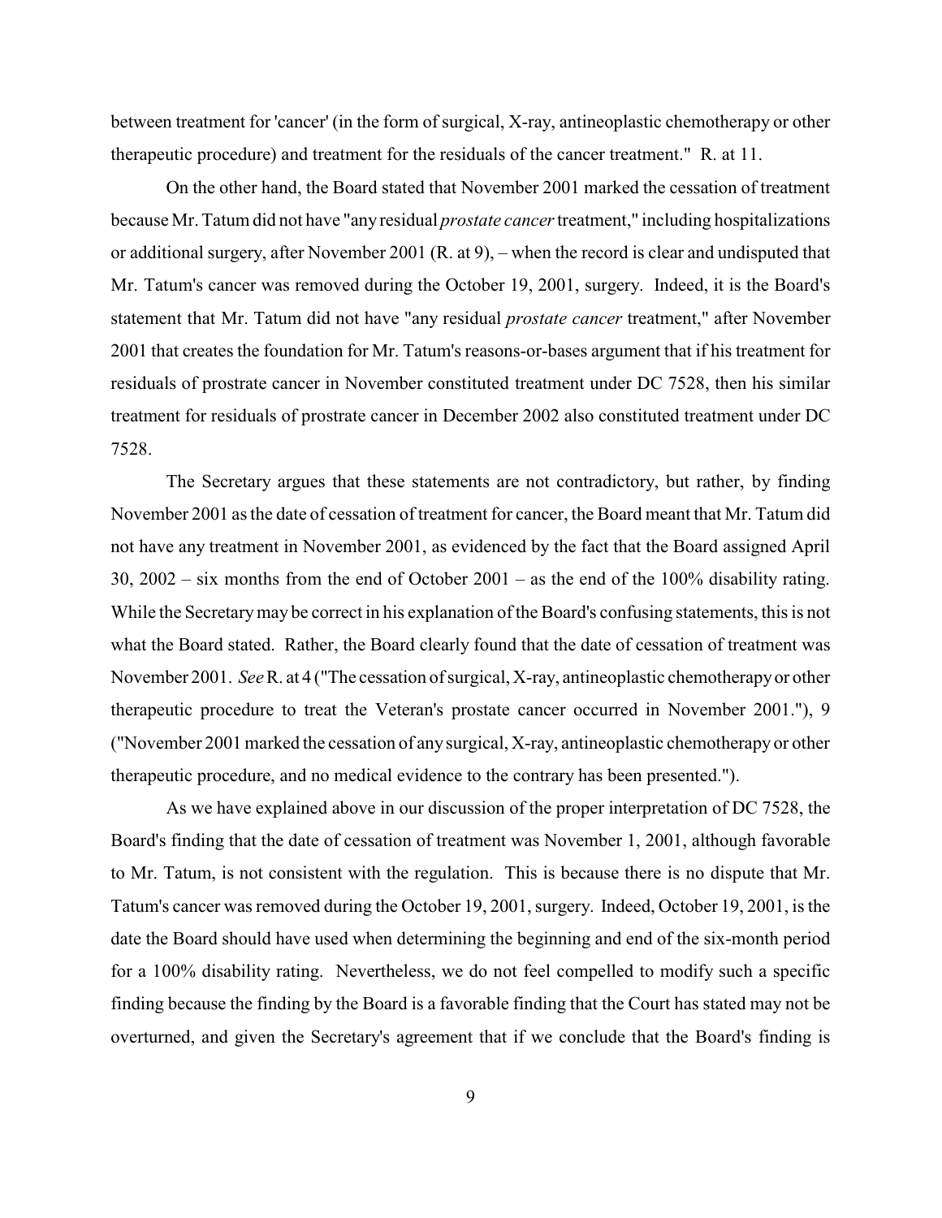between treatment for 'cancer' (in the form of surgical, X-ray, antineoplastic chemotherapy or other therapeutic procedure) and treatment for the residuals of the cancer treatment." R. at 11.

On the other hand, the Board stated that November 2001 marked the cessation of treatment because Mr. Tatum did not have "any residual *prostate cancer* treatment," including hospitalizations or additional surgery, after November 2001 (R. at 9), – when the record is clear and undisputed that Mr. Tatum's cancer was removed during the October 19, 2001, surgery. Indeed, it is the Board's statement that Mr. Tatum did not have "any residual *prostate cancer* treatment," after November 2001 that creates the foundation for Mr. Tatum's reasons-or-bases argument that if his treatment for residuals of prostrate cancer in November constituted treatment under DC 7528, then his similar treatment for residuals of prostrate cancer in December 2002 also constituted treatment under DC 7528.

The Secretary argues that these statements are not contradictory, but rather, by finding November 2001 as the date of cessation of treatment for cancer, the Board meant that Mr. Tatum did not have any treatment in November 2001, as evidenced by the fact that the Board assigned April 30, 2002 – six months from the end of October 2001 – as the end of the 100% disability rating. While the Secretary may be correct in his explanation of the Board's confusing statements, this is not what the Board stated. Rather, the Board clearly found that the date of cessation of treatment was November 2001. *See* R. at 4 ("The cessation of surgical, X-ray, antineoplastic chemotherapy or other therapeutic procedure to treat the Veteran's prostate cancer occurred in November 2001."), 9 ("November 2001 marked the cessation of any surgical, X-ray, antineoplastic chemotherapy or other therapeutic procedure, and no medical evidence to the contrary has been presented.").

As we have explained above in our discussion of the proper interpretation of DC 7528, the Board's finding that the date of cessation of treatment was November 1, 2001, although favorable to Mr. Tatum, is not consistent with the regulation. This is because there is no dispute that Mr. Tatum's cancer was removed during the October 19, 2001, surgery. Indeed, October 19, 2001, is the date the Board should have used when determining the beginning and end of the six-month period for a 100% disability rating. Nevertheless, we do not feel compelled to modify such a specific finding because the finding by the Board is a favorable finding that the Court has stated may not be overturned, and given the Secretary's agreement that if we conclude that the Board's finding is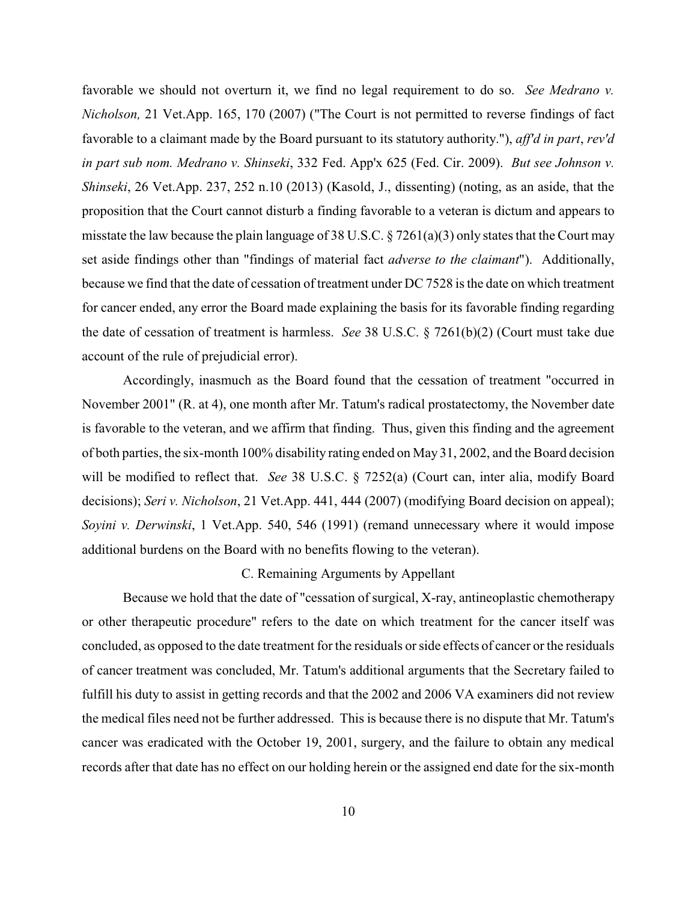favorable we should not overturn it, we find no legal requirement to do so. *See Medrano v. Nicholson,* 21 Vet.App. 165, 170 (2007) ("The Court is not permitted to reverse findings of fact favorable to a claimant made by the Board pursuant to its statutory authority."), *aff'd in part*, *rev'd in part sub nom. Medrano v. Shinseki*, 332 Fed. App'x 625 (Fed. Cir. 2009). *But see Johnson v. Shinseki*, 26 Vet.App. 237, 252 n.10 (2013) (Kasold, J., dissenting) (noting, as an aside, that the proposition that the Court cannot disturb a finding favorable to a veteran is dictum and appears to misstate the law because the plain language of 38 U.S.C. § 7261(a)(3) only states that the Court may set aside findings other than "findings of material fact *adverse to the claimant*"). Additionally, because we find that the date of cessation of treatment under DC 7528 is the date on which treatment for cancer ended, any error the Board made explaining the basis for its favorable finding regarding the date of cessation of treatment is harmless. *See* 38 U.S.C. § 7261(b)(2) (Court must take due account of the rule of prejudicial error).

Accordingly, inasmuch as the Board found that the cessation of treatment "occurred in November 2001" (R. at 4), one month after Mr. Tatum's radical prostatectomy, the November date is favorable to the veteran, and we affirm that finding. Thus, given this finding and the agreement of both parties, the six-month 100% disability rating ended on May 31, 2002, and the Board decision will be modified to reflect that. *See* 38 U.S.C. § 7252(a) (Court can, inter alia, modify Board decisions); *Seri v. Nicholson*, 21 Vet.App. 441, 444 (2007) (modifying Board decision on appeal); *Soyini v. Derwinski*, 1 Vet.App. 540, 546 (1991) (remand unnecessary where it would impose additional burdens on the Board with no benefits flowing to the veteran).

### C. Remaining Arguments by Appellant

Because we hold that the date of "cessation of surgical, X-ray, antineoplastic chemotherapy or other therapeutic procedure" refers to the date on which treatment for the cancer itself was concluded, as opposed to the date treatment for the residuals or side effects of cancer or the residuals of cancer treatment was concluded, Mr. Tatum's additional arguments that the Secretary failed to fulfill his duty to assist in getting records and that the 2002 and 2006 VA examiners did not review the medical files need not be further addressed. This is because there is no dispute that Mr. Tatum's cancer was eradicated with the October 19, 2001, surgery, and the failure to obtain any medical records after that date has no effect on our holding herein or the assigned end date for the six-month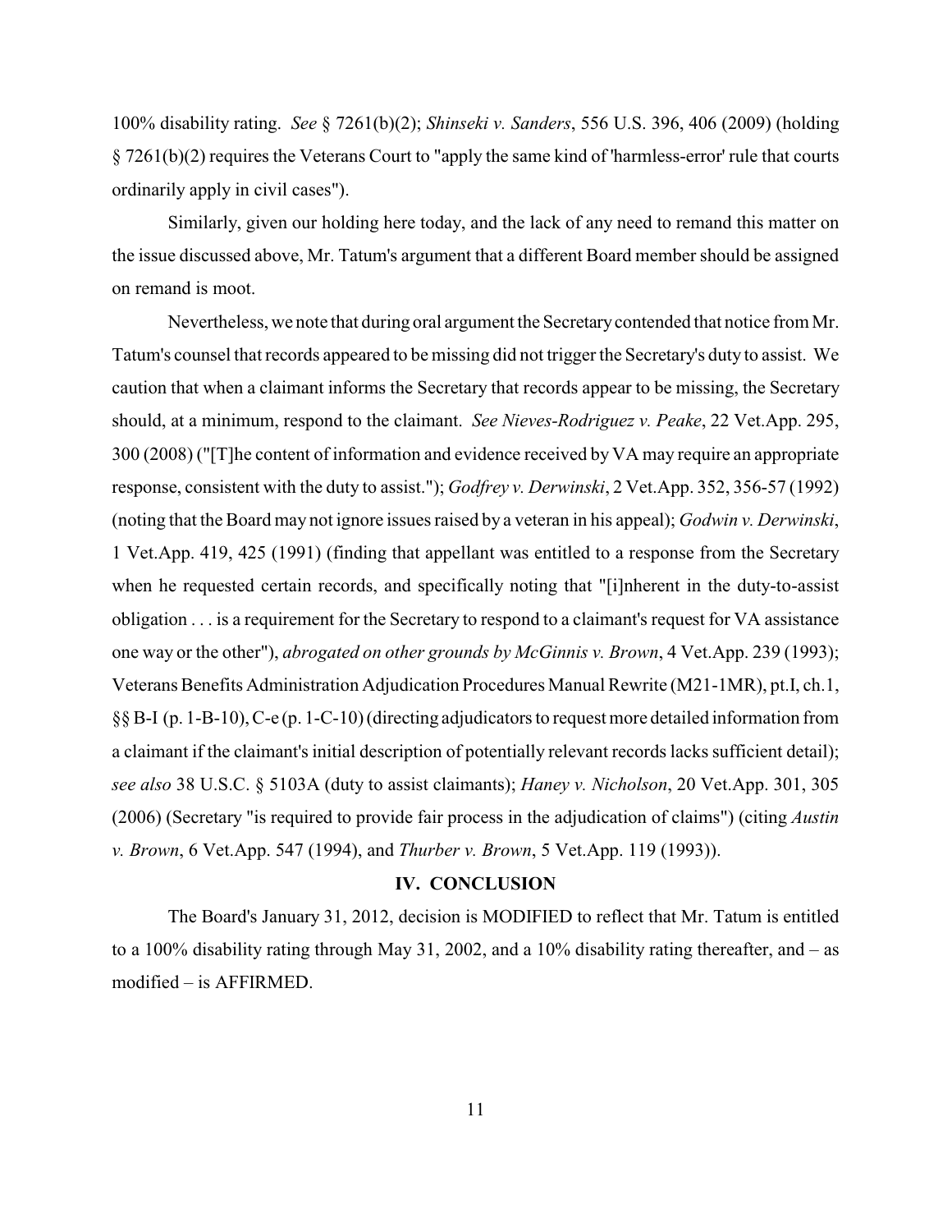100% disability rating. *See* § 7261(b)(2); *Shinseki v. Sanders*, 556 U.S. 396, 406 (2009) (holding § 7261(b)(2) requires the Veterans Court to "apply the same kind of 'harmless-error' rule that courts ordinarily apply in civil cases").

Similarly, given our holding here today, and the lack of any need to remand this matter on the issue discussed above, Mr. Tatum's argument that a different Board member should be assigned on remand is moot.

Nevertheless, we note that during oral argument the Secretary contended that notice from Mr. Tatum's counsel that records appeared to be missing did not trigger the Secretary's duty to assist. We caution that when a claimant informs the Secretary that records appear to be missing, the Secretary should, at a minimum, respond to the claimant. *See Nieves-Rodriguez v. Peake*, 22 Vet.App. 295, 300 (2008) ("[T]he content of information and evidence received by VA may require an appropriate response, consistent with the duty to assist."); *Godfrey v. Derwinski*, 2 Vet.App. 352, 356-57 (1992) (noting that the Board may not ignore issues raised by a veteran in his appeal); *Godwin v. Derwinski*, 1 Vet.App. 419, 425 (1991) (finding that appellant was entitled to a response from the Secretary when he requested certain records, and specifically noting that "[i]nherent in the duty-to-assist obligation . . . is a requirement for the Secretary to respond to a claimant's request for VA assistance one way or the other"), *abrogated on other grounds by McGinnis v. Brown*, 4 Vet.App. 239 (1993); Veterans Benefits Administration Adjudication Procedures Manual Rewrite (M21-1MR), pt.I, ch.1, §§ B-I (p. 1-B-10), C-e (p. 1-C-10) (directing adjudicators to request more detailed information from a claimant if the claimant's initial description of potentially relevant records lacks sufficient detail); *see also* 38 U.S.C. § 5103A (duty to assist claimants); *Haney v. Nicholson*, 20 Vet.App. 301, 305 (2006) (Secretary "is required to provide fair process in the adjudication of claims") (citing *Austin v. Brown*, 6 Vet.App. 547 (1994), and *Thurber v. Brown*, 5 Vet.App. 119 (1993)).

## IV. CONCLUSION

The Board's January 31, 2012, decision is MODIFIED to reflect that Mr. Tatum is entitled to a 100% disability rating through May 31, 2002, and a 10% disability rating thereafter, and – as modified – is AFFIRMED.